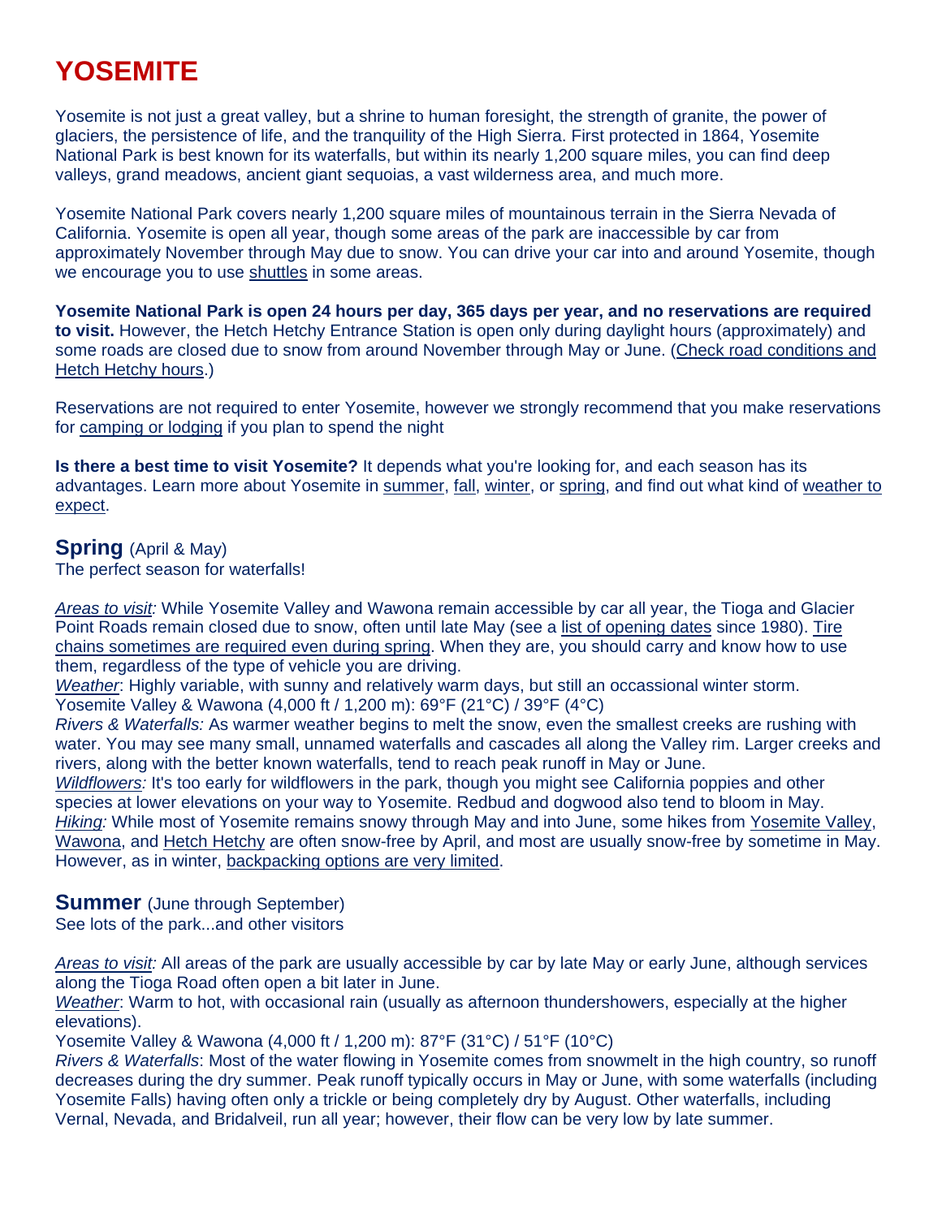# YOSEMITE

Yosemite is not just a great valley, but a shrine to human foresight, the strength of granite, the power of glaciers, the persistence of life, and the tranquility of the High Sierra. First protected in 1864, Yosemite National Park is best known for its waterfalls, but within its nearly 1,200 square miles, you can find deep valleys, grand meadows, ancient giant sequoias, a vast wilderness area, and much more.

Yosemite National Park covers nearly 1,200 square miles of mountainous terrain in the Sierra Nevada of California. Yosemite is open all year, though some areas of the park are inaccessible by car from approximately November through May due to snow. You can drive your car into and around Yosemite, though we encourage you to use shuttles in some areas.

**Yosemite National Park is open 24 hours per day, 365 days per year, and no reservations are required to visit.** However, the Hetch Hetchy Entrance Station is open only during daylight hours (approximately) and some roads are closed due to snow from around November through May or June. (Check road conditions and Hetch Hetchy hours.)

Reservations are not required to enter Yosemite, however we strongly recommend that you make reservations for camping or lodging if you plan to spend the night

**Is there a best time to visit Yosemite?** It depends what you're looking for, and each season has its advantages. Learn more about Yosemite in summer, fall, winter, or spring, and find out what kind of weather to expect.

## Spring (April & May)

The perfect season for waterfalls!

*Areas to visit:* While Yosemite Valley and Wawona remain accessible by car all year, the Tioga and Glacier Point Roads remain closed due to snow, often until late May (see a list of opening dates since 1980). Tire chains sometimes are required even during spring. When they are, you should carry and know how to use them, regardless of the type of vehicle you are driving.
*Weather*: Highly variable, with sunny and relatively warm days, but still an occassional winter storm.
Yosemite Valley & Wawona (4,000 ft / 1,200 m): 69°F (21°C) / 39°F (4°C)
*Rivers & Waterfalls:* As warmer weather begins to melt the snow, even the smallest creeks are rushing with water. You may see many small, unnamed waterfalls and cascades all along the Valley rim. Larger creeks and rivers, along with the better known waterfalls, tend to reach peak runoff in May or June.
*Wildflowers:* It's too early for wildflowers in the park, though you might see California poppies and other species at lower elevations on your way to Yosemite. Redbud and dogwood also tend to bloom in May.
*Hiking:* While most of Yosemite remains snowy through May and into June, some hikes from Yosemite Valley, Wawona, and Hetch Hetchy are often snow-free by April, and most are usually snow-free by sometime in May. However, as in winter, backpacking options are very limited.

## Summer (June through September)

See lots of the park...and other visitors

*Areas to visit:* All areas of the park are usually accessible by car by late May or early June, although services along the Tioga Road often open a bit later in June.
*Weather*: Warm to hot, with occasional rain (usually as afternoon thundershowers, especially at the higher elevations).
Yosemite Valley & Wawona (4,000 ft / 1,200 m): 87°F (31°C) / 51°F (10°C)
*Rivers & Waterfalls*: Most of the water flowing in Yosemite comes from snowmelt in the high country, so runoff decreases during the dry summer. Peak runoff typically occurs in May or June, with some waterfalls (including Yosemite Falls) having often only a trickle or being completely dry by August. Other waterfalls, including Vernal, Nevada, and Bridalveil, run all year; however, their flow can be very low by late summer.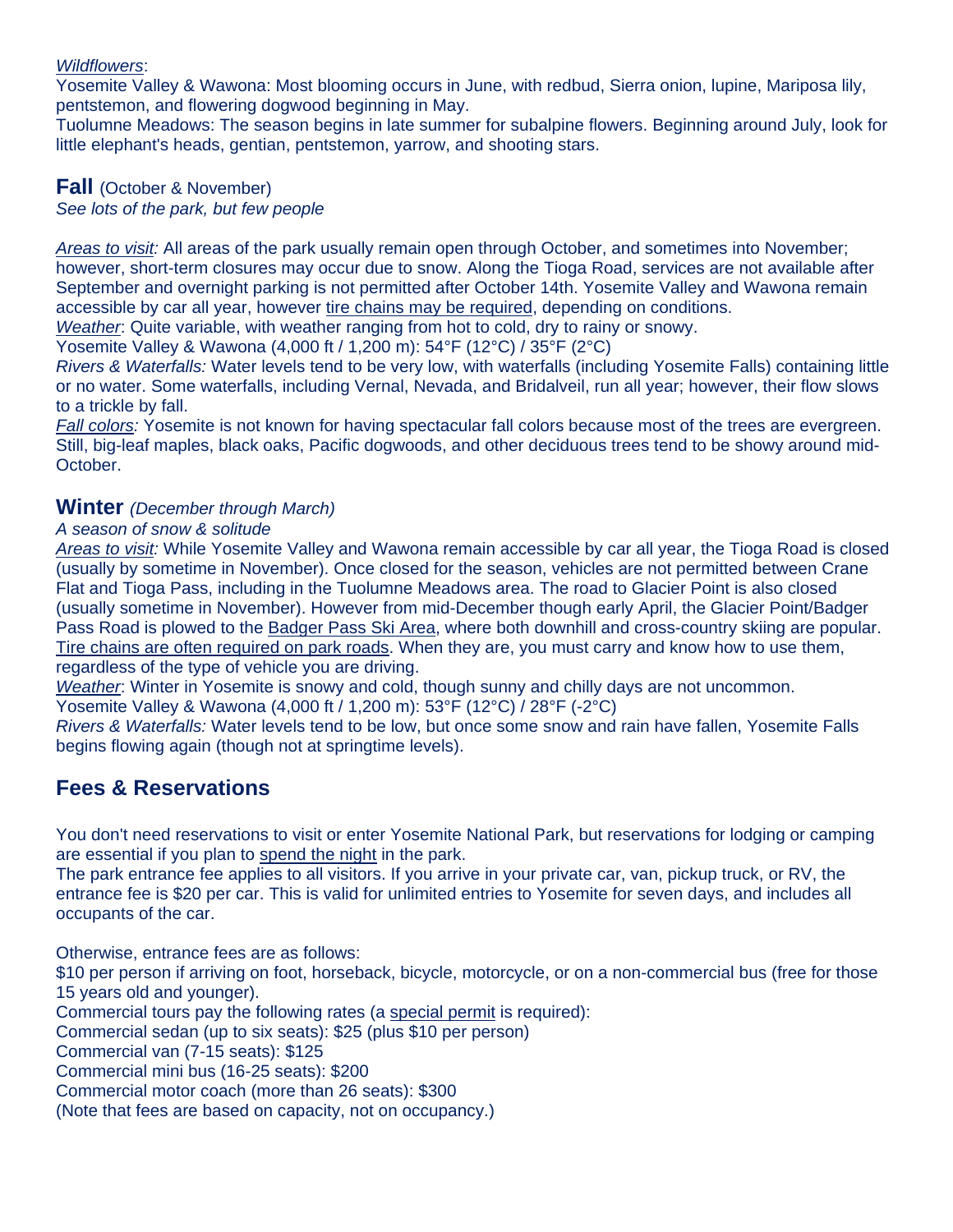*Wildflowers*:

Yosemite Valley & Wawona: Most blooming occurs in June, with redbud, Sierra onion, lupine, Mariposa lily, pentstemon, and flowering dogwood beginning in May.

Tuolumne Meadows: The season begins in late summer for subalpine flowers. Beginning around July, look for little elephant's heads, gentian, pentstemon, yarrow, and shooting stars.

## Fall (October & November)

*See lots of the park, but few people*

*Areas to visit:* All areas of the park usually remain open through October, and sometimes into November; however, short-term closures may occur due to snow. Along the Tioga Road, services are not available after September and overnight parking is not permitted after October 14th. Yosemite Valley and Wawona remain accessible by car all year, however tire chains may be required, depending on conditions.

*Weather*: Quite variable, with weather ranging from hot to cold, dry to rainy or snowy.

Yosemite Valley & Wawona (4,000 ft / 1,200 m): 54°F (12°C) / 35°F (2°C)

*Rivers & Waterfalls:* Water levels tend to be very low, with waterfalls (including Yosemite Falls) containing little or no water. Some waterfalls, including Vernal, Nevada, and Bridalveil, run all year; however, their flow slows to a trickle by fall.

*Fall colors:* Yosemite is not known for having spectacular fall colors because most of the trees are evergreen. Still, big-leaf maples, black oaks, Pacific dogwoods, and other deciduous trees tend to be showy around mid-October.

## Winter *(December through March)*

*A season of snow & solitude*

*Areas to visit:* While Yosemite Valley and Wawona remain accessible by car all year, the Tioga Road is closed (usually by sometime in November). Once closed for the season, vehicles are not permitted between Crane Flat and Tioga Pass, including in the Tuolumne Meadows area. The road to Glacier Point is also closed (usually sometime in November). However from mid-December though early April, the Glacier Point/Badger Pass Road is plowed to the Badger Pass Ski Area, where both downhill and cross-country skiing are popular. Tire chains are often required on park roads. When they are, you must carry and know how to use them, regardless of the type of vehicle you are driving.

*Weather*: Winter in Yosemite is snowy and cold, though sunny and chilly days are not uncommon.

Yosemite Valley & Wawona (4,000 ft / 1,200 m): 53°F (12°C) / 28°F (-2°C)

*Rivers & Waterfalls:* Water levels tend to be low, but once some snow and rain have fallen, Yosemite Falls begins flowing again (though not at springtime levels).

## Fees & Reservations

You don't need reservations to visit or enter Yosemite National Park, but reservations for lodging or camping are essential if you plan to spend the night in the park.

The park entrance fee applies to all visitors. If you arrive in your private car, van, pickup truck, or RV, the entrance fee is $20 per car. This is valid for unlimited entries to Yosemite for seven days, and includes all occupants of the car.

Otherwise, entrance fees are as follows:

$10 per person if arriving on foot, horseback, bicycle, motorcycle, or on a non-commercial bus (free for those 15 years old and younger).

Commercial tours pay the following rates (a special permit is required):

Commercial sedan (up to six seats): $25 (plus $10 per person)

Commercial van (7-15 seats): $125

Commercial mini bus (16-25 seats): $200

Commercial motor coach (more than 26 seats): $300

(Note that fees are based on capacity, not on occupancy.)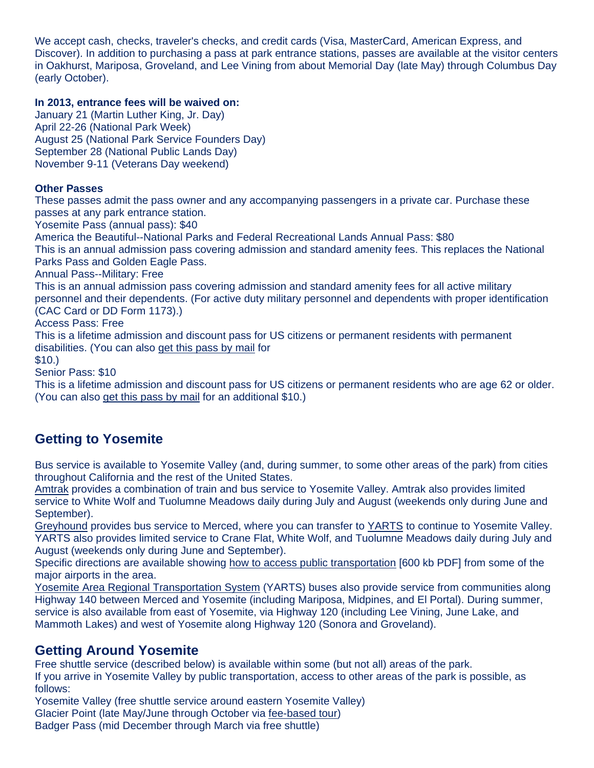We accept cash, checks, traveler's checks, and credit cards (Visa, MasterCard, American Express, and Discover). In addition to purchasing a pass at park entrance stations, passes are available at the visitor centers in Oakhurst, Mariposa, Groveland, and Lee Vining from about Memorial Day (late May) through Columbus Day (early October).

**In 2013, entrance fees will be waived on:**
January 21 (Martin Luther King, Jr. Day)
April 22-26 (National Park Week)
August 25 (National Park Service Founders Day)
September 28 (National Public Lands Day)
November 9-11 (Veterans Day weekend)

**Other Passes**
These passes admit the pass owner and any accompanying passengers in a private car. Purchase these passes at any park entrance station.
Yosemite Pass (annual pass): $40
America the Beautiful--National Parks and Federal Recreational Lands Annual Pass: $80
This is an annual admission pass covering admission and standard amenity fees. This replaces the National Parks Pass and Golden Eagle Pass.
Annual Pass--Military: Free
This is an annual admission pass covering admission and standard amenity fees for all active military personnel and their dependents. (For active duty military personnel and dependents with proper identification (CAC Card or DD Form 1173).)
Access Pass: Free
This is a lifetime admission and discount pass for US citizens or permanent residents with permanent disabilities. (You can also get this pass by mail for
$10.)
Senior Pass: $10
This is a lifetime admission and discount pass for US citizens or permanent residents who are age 62 or older. (You can also get this pass by mail for an additional $10.)

## Getting to Yosemite

Bus service is available to Yosemite Valley (and, during summer, to some other areas of the park) from cities throughout California and the rest of the United States.
Amtrak provides a combination of train and bus service to Yosemite Valley. Amtrak also provides limited service to White Wolf and Tuolumne Meadows daily during July and August (weekends only during June and September).
Greyhound provides bus service to Merced, where you can transfer to YARTS to continue to Yosemite Valley. YARTS also provides limited service to Crane Flat, White Wolf, and Tuolumne Meadows daily during July and August (weekends only during June and September).
Specific directions are available showing how to access public transportation [600 kb PDF] from some of the major airports in the area.
Yosemite Area Regional Transportation System (YARTS) buses also provide service from communities along Highway 140 between Merced and Yosemite (including Mariposa, Midpines, and El Portal). During summer, service is also available from east of Yosemite, via Highway 120 (including Lee Vining, June Lake, and Mammoth Lakes) and west of Yosemite along Highway 120 (Sonora and Groveland).

## Getting Around Yosemite

Free shuttle service (described below) is available within some (but not all) areas of the park.
If you arrive in Yosemite Valley by public transportation, access to other areas of the park is possible, as follows:
Yosemite Valley (free shuttle service around eastern Yosemite Valley)
Glacier Point (late May/June through October via fee-based tour)
Badger Pass (mid December through March via free shuttle)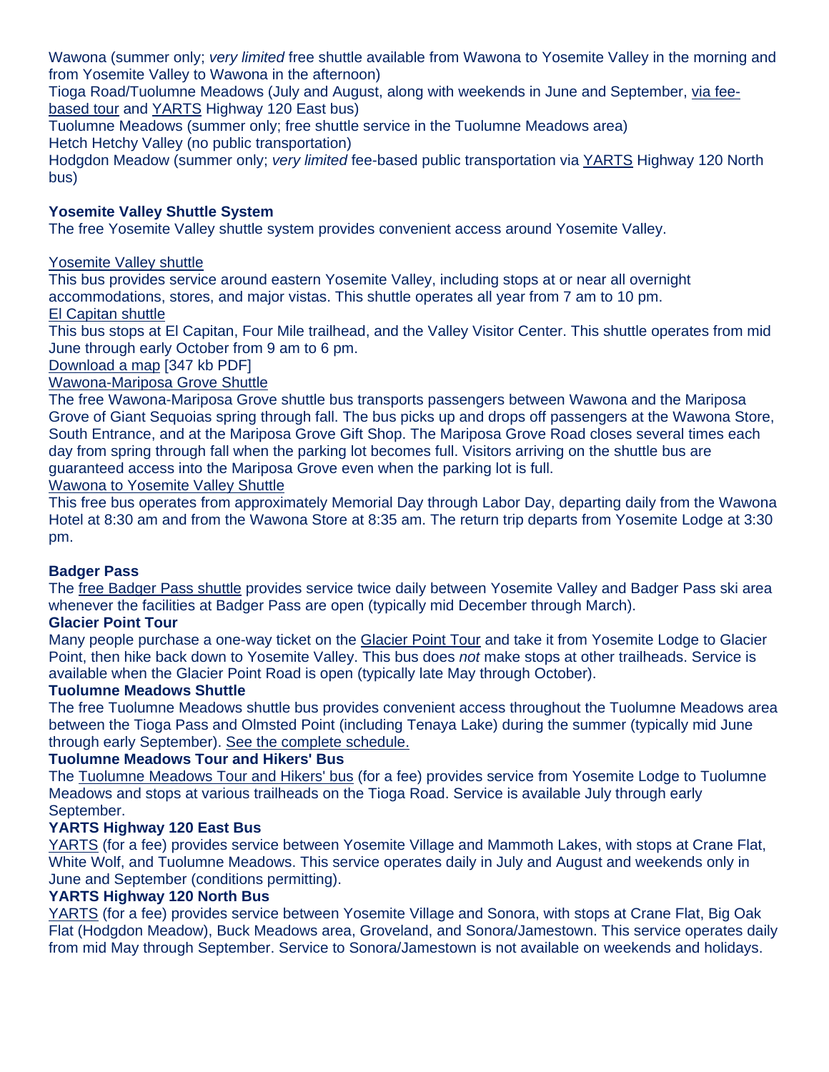Wawona (summer only; *very limited* free shuttle available from Wawona to Yosemite Valley in the morning and from Yosemite Valley to Wawona in the afternoon)
Tioga Road/Tuolumne Meadows (July and August, along with weekends in June and September, via fee-based tour and YARTS Highway 120 East bus)
Tuolumne Meadows (summer only; free shuttle service in the Tuolumne Meadows area)
Hetch Hetchy Valley (no public transportation)
Hodgdon Meadow (summer only; *very limited* fee-based public transportation via YARTS Highway 120 North bus)

**Yosemite Valley Shuttle System**

The free Yosemite Valley shuttle system provides convenient access around Yosemite Valley.

Yosemite Valley shuttle
This bus provides service around eastern Yosemite Valley, including stops at or near all overnight accommodations, stores, and major vistas. This shuttle operates all year from 7 am to 10 pm.
El Capitan shuttle
This bus stops at El Capitan, Four Mile trailhead, and the Valley Visitor Center. This shuttle operates from mid June through early October from 9 am to 6 pm.
Download a map [347 kb PDF]
Wawona-Mariposa Grove Shuttle
The free Wawona-Mariposa Grove shuttle bus transports passengers between Wawona and the Mariposa Grove of Giant Sequoias spring through fall. The bus picks up and drops off passengers at the Wawona Store, South Entrance, and at the Mariposa Grove Gift Shop. The Mariposa Grove Road closes several times each day from spring through fall when the parking lot becomes full. Visitors arriving on the shuttle bus are guaranteed access into the Mariposa Grove even when the parking lot is full.
Wawona to Yosemite Valley Shuttle
This free bus operates from approximately Memorial Day through Labor Day, departing daily from the Wawona Hotel at 8:30 am and from the Wawona Store at 8:35 am. The return trip departs from Yosemite Lodge at 3:30 pm.

**Badger Pass**

The free Badger Pass shuttle provides service twice daily between Yosemite Valley and Badger Pass ski area whenever the facilities at Badger Pass are open (typically mid December through March).

**Glacier Point Tour**

Many people purchase a one-way ticket on the Glacier Point Tour and take it from Yosemite Lodge to Glacier Point, then hike back down to Yosemite Valley. This bus does *not* make stops at other trailheads. Service is available when the Glacier Point Road is open (typically late May through October).

**Tuolumne Meadows Shuttle**

The free Tuolumne Meadows shuttle bus provides convenient access throughout the Tuolumne Meadows area between the Tioga Pass and Olmsted Point (including Tenaya Lake) during the summer (typically mid June through early September). See the complete schedule.

**Tuolumne Meadows Tour and Hikers' Bus**

The Tuolumne Meadows Tour and Hikers' bus (for a fee) provides service from Yosemite Lodge to Tuolumne Meadows and stops at various trailheads on the Tioga Road. Service is available July through early September.

**YARTS Highway 120 East Bus**

YARTS (for a fee) provides service between Yosemite Village and Mammoth Lakes, with stops at Crane Flat, White Wolf, and Tuolumne Meadows. This service operates daily in July and August and weekends only in June and September (conditions permitting).

**YARTS Highway 120 North Bus**

YARTS (for a fee) provides service between Yosemite Village and Sonora, with stops at Crane Flat, Big Oak Flat (Hodgdon Meadow), Buck Meadows area, Groveland, and Sonora/Jamestown. This service operates daily from mid May through September. Service to Sonora/Jamestown is not available on weekends and holidays.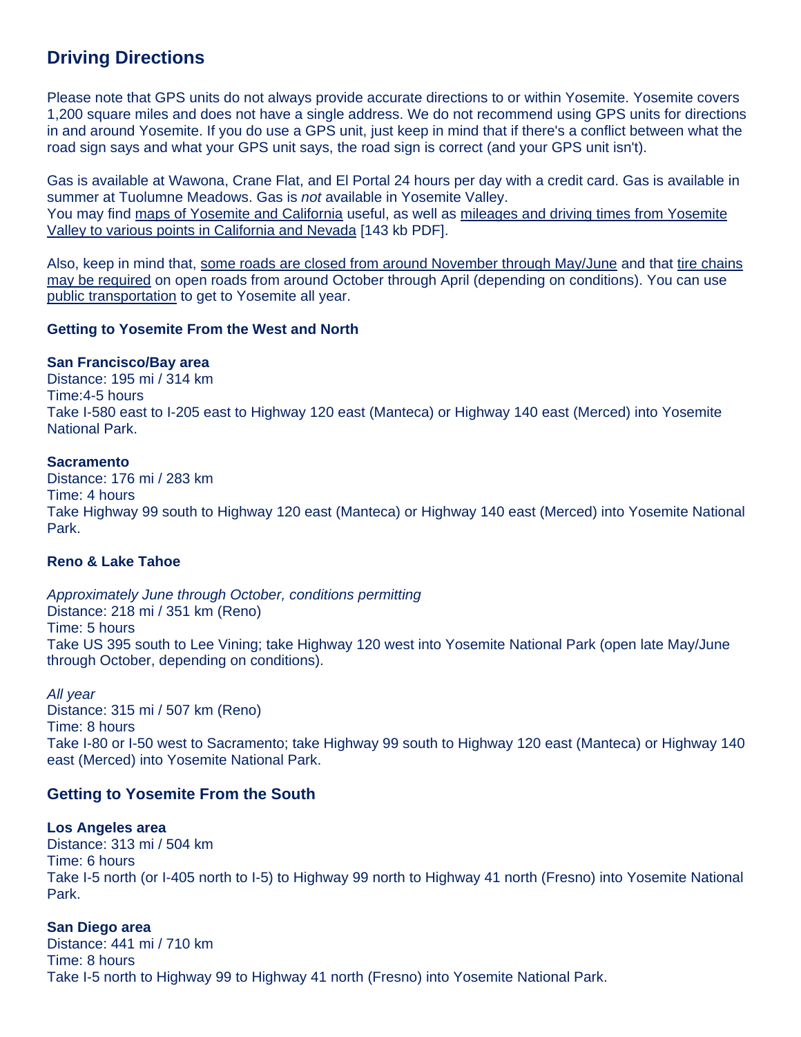## Driving Directions

Please note that GPS units do not always provide accurate directions to or within Yosemite. Yosemite covers 1,200 square miles and does not have a single address. We do not recommend using GPS units for directions in and around Yosemite. If you do use a GPS unit, just keep in mind that if there's a conflict between what the road sign says and what your GPS unit says, the road sign is correct (and your GPS unit isn't).

Gas is available at Wawona, Crane Flat, and El Portal 24 hours per day with a credit card. Gas is available in summer at Tuolumne Meadows. Gas is *not* available in Yosemite Valley.
You may find maps of Yosemite and California useful, as well as mileages and driving times from Yosemite Valley to various points in California and Nevada [143 kb PDF].

Also, keep in mind that, some roads are closed from around November through May/June and that tire chains may be required on open roads from around October through April (depending on conditions). You can use public transportation to get to Yosemite all year.

#### Getting to Yosemite From the West and North

**San Francisco/Bay area**
Distance: 195 mi / 314 km
Time:4-5 hours
Take I-580 east to I-205 east to Highway 120 east (Manteca) or Highway 140 east (Merced) into Yosemite National Park.

**Sacramento**
Distance: 176 mi / 283 km
Time: 4 hours
Take Highway 99 south to Highway 120 east (Manteca) or Highway 140 east (Merced) into Yosemite National Park.

**Reno & Lake Tahoe**

*Approximately June through October, conditions permitting*
Distance: 218 mi / 351 km (Reno)
Time: 5 hours
Take US 395 south to Lee Vining; take Highway 120 west into Yosemite National Park (open late May/June through October, depending on conditions).

*All year*
Distance: 315 mi / 507 km (Reno)
Time: 8 hours
Take I-80 or I-50 west to Sacramento; take Highway 99 south to Highway 120 east (Manteca) or Highway 140 east (Merced) into Yosemite National Park.

### Getting to Yosemite From the South

**Los Angeles area**
Distance: 313 mi / 504 km
Time: 6 hours
Take I-5 north (or I-405 north to I-5) to Highway 99 north to Highway 41 north (Fresno) into Yosemite National Park.

**San Diego area**
Distance: 441 mi / 710 km
Time: 8 hours
Take I-5 north to Highway 99 to Highway 41 north (Fresno) into Yosemite National Park.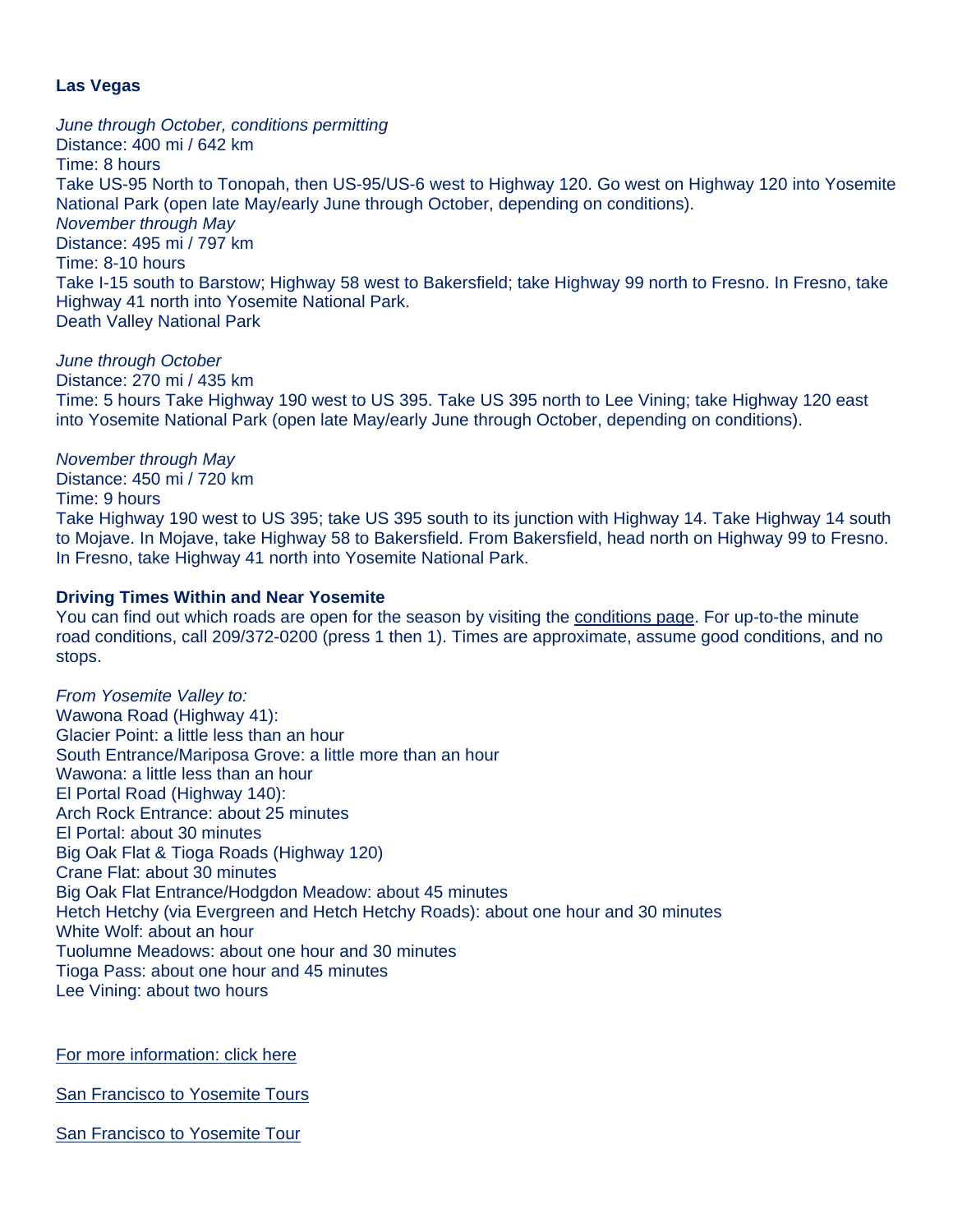**Las Vegas**

*June through October, conditions permitting*
Distance: 400 mi / 642 km
Time: 8 hours
Take US-95 North to Tonopah, then US-95/US-6 west to Highway 120. Go west on Highway 120 into Yosemite National Park (open late May/early June through October, depending on conditions).
*November through May*
Distance: 495 mi / 797 km
Time: 8-10 hours
Take I-15 south to Barstow; Highway 58 west to Bakersfield; take Highway 99 north to Fresno. In Fresno, take Highway 41 north into Yosemite National Park.
Death Valley National Park

*June through October*
Distance: 270 mi / 435 km
Time: 5 hours Take Highway 190 west to US 395. Take US 395 north to Lee Vining; take Highway 120 east into Yosemite National Park (open late May/early June through October, depending on conditions).

*November through May*
Distance: 450 mi / 720 km
Time: 9 hours
Take Highway 190 west to US 395; take US 395 south to its junction with Highway 14. Take Highway 14 south to Mojave. In Mojave, take Highway 58 to Bakersfield. From Bakersfield, head north on Highway 99 to Fresno. In Fresno, take Highway 41 north into Yosemite National Park.

**Driving Times Within and Near Yosemite**
You can find out which roads are open for the season by visiting the conditions page. For up-to-the minute road conditions, call 209/372-0200 (press 1 then 1). Times are approximate, assume good conditions, and no stops.

*From Yosemite Valley to:*
Wawona Road (Highway 41):
Glacier Point: a little less than an hour
South Entrance/Mariposa Grove: a little more than an hour
Wawona: a little less than an hour
El Portal Road (Highway 140):
Arch Rock Entrance: about 25 minutes
El Portal: about 30 minutes
Big Oak Flat & Tioga Roads (Highway 120)
Crane Flat: about 30 minutes
Big Oak Flat Entrance/Hodgdon Meadow: about 45 minutes
Hetch Hetchy (via Evergreen and Hetch Hetchy Roads): about one hour and 30 minutes
White Wolf: about an hour
Tuolumne Meadows: about one hour and 30 minutes
Tioga Pass: about one hour and 45 minutes
Lee Vining: about two hours

For more information: click here

San Francisco to Yosemite Tours

San Francisco to Yosemite Tour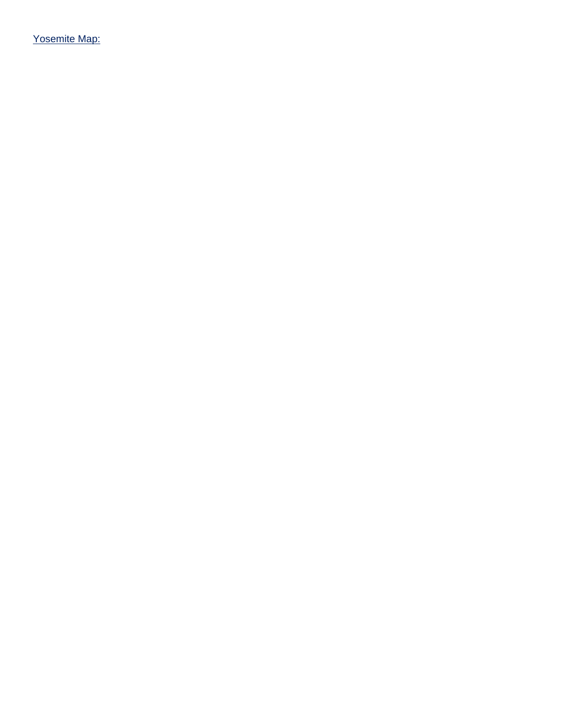Yosemite Map: